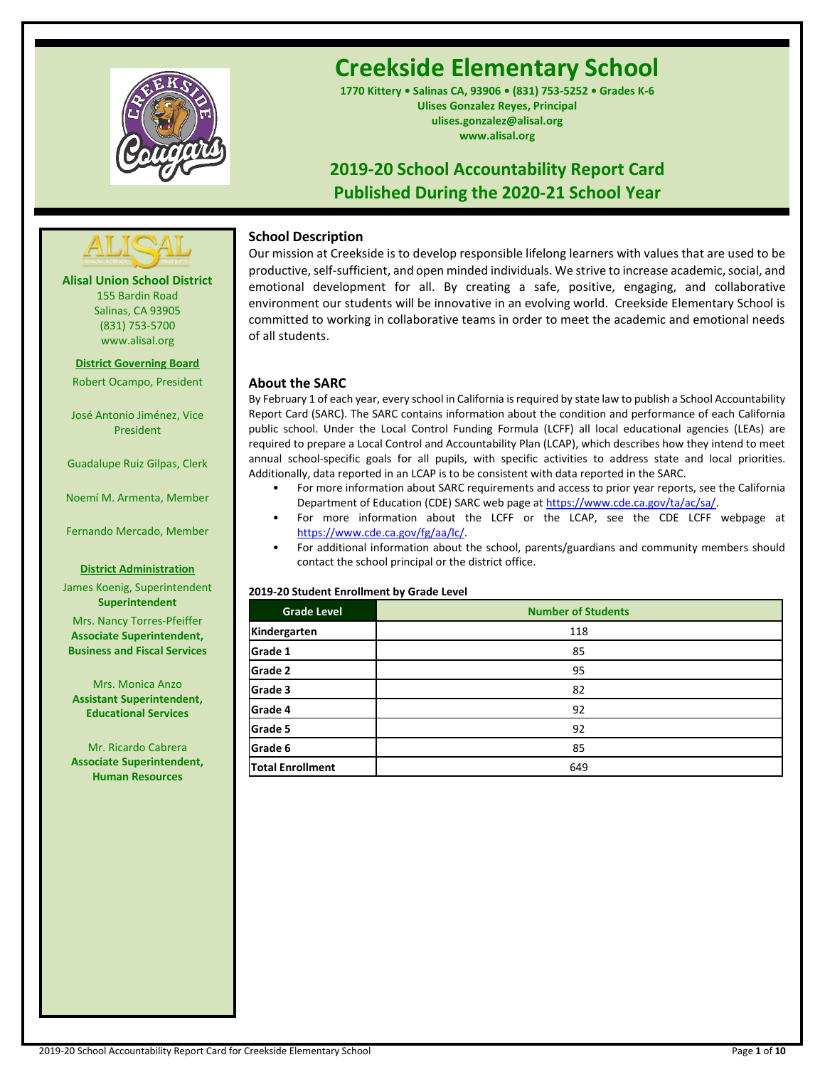# Creekside Elementary School

**1770 Kittery • Salinas CA, 93906 • (831) 753-5252 • Grades K-6**
**Ulises Gonzalez Reyes, Principal**
**ulises.gonzalez@alisal.org**
**www.alisal.org**

## 2019-20 School Accountability Report Card
## Published During the 2020-21 School Year

**Alisal Union School District**
155 Bardin Road
Salinas, CA 93905
(831) 753-5700
www.alisal.org

**District Governing Board**

Robert Ocampo, President

José Antonio Jiménez, Vice President

Guadalupe Ruiz Gilpas, Clerk

Noemí M. Armenta, Member

Fernando Mercado, Member

**District Administration**

James Koenig, Superintendent
**Superintendent**

Mrs. Nancy Torres-Pfeiffer
**Associate Superintendent, Business and Fiscal Services**

Mrs. Monica Anzo
**Assistant Superintendent, Educational Services**

Mr. Ricardo Cabrera
**Associate Superintendent, Human Resources**

### School Description

Our mission at Creekside is to develop responsible lifelong learners with values that are used to be productive, self-sufficient, and open minded individuals. We strive to increase academic, social, and emotional development for all. By creating a safe, positive, engaging, and collaborative environment our students will be innovative in an evolving world. Creekside Elementary School is committed to working in collaborative teams in order to meet the academic and emotional needs of all students.

### About the SARC

By February 1 of each year, every school in California is required by state law to publish a School Accountability Report Card (SARC). The SARC contains information about the condition and performance of each California public school. Under the Local Control Funding Formula (LCFF) all local educational agencies (LEAs) are required to prepare a Local Control and Accountability Plan (LCAP), which describes how they intend to meet annual school-specific goals for all pupils, with specific activities to address state and local priorities. Additionally, data reported in an LCAP is to be consistent with data reported in the SARC.

- For more information about SARC requirements and access to prior year reports, see the California Department of Education (CDE) SARC web page at https://www.cde.ca.gov/ta/ac/sa/.
- For more information about the LCFF or the LCAP, see the CDE LCFF webpage at https://www.cde.ca.gov/fg/aa/lc/.
- For additional information about the school, parents/guardians and community members should contact the school principal or the district office.

**2019-20 Student Enrollment by Grade Level**

| Grade Level | Number of Students |
|---|---|
| Kindergarten | 118 |
| Grade 1 | 85 |
| Grade 2 | 95 |
| Grade 3 | 82 |
| Grade 4 | 92 |
| Grade 5 | 92 |
| Grade 6 | 85 |
| Total Enrollment | 649 |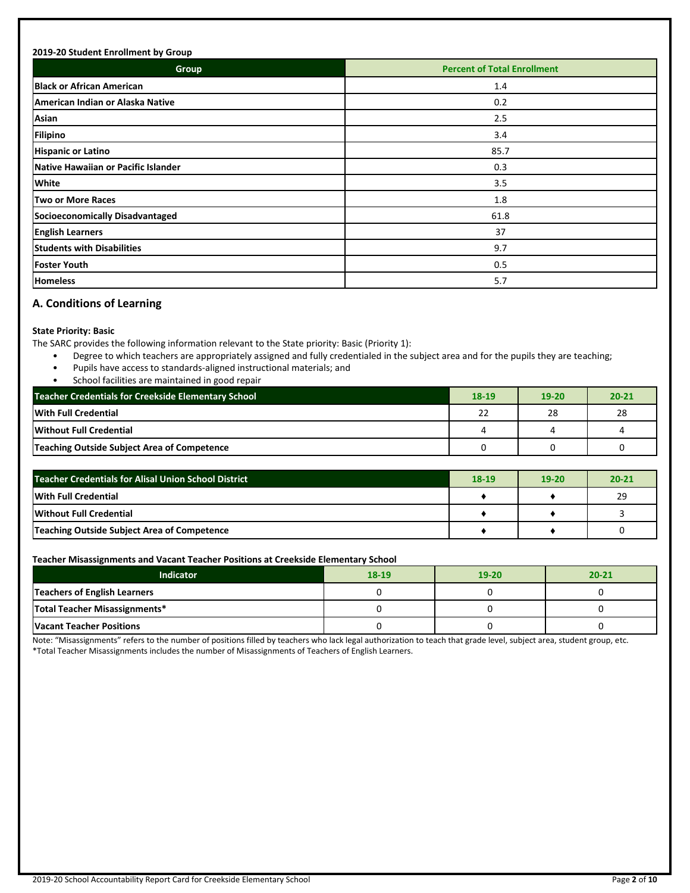**2019-20 Student Enrollment by Group**

| Group | Percent of Total Enrollment |
|---|---|
| **Black or African American** | 1.4 |
| **American Indian or Alaska Native** | 0.2 |
| **Asian** | 2.5 |
| **Filipino** | 3.4 |
| **Hispanic or Latino** | 85.7 |
| **Native Hawaiian or Pacific Islander** | 0.3 |
| **White** | 3.5 |
| **Two or More Races** | 1.8 |
| **Socioeconomically Disadvantaged** | 61.8 |
| **English Learners** | 37 |
| **Students with Disabilities** | 9.7 |
| **Foster Youth** | 0.5 |
| **Homeless** | 5.7 |

## A. Conditions of Learning

**State Priority: Basic**

The SARC provides the following information relevant to the State priority: Basic (Priority 1):

- Degree to which teachers are appropriately assigned and fully credentialed in the subject area and for the pupils they are teaching;
- Pupils have access to standards-aligned instructional materials; and
- School facilities are maintained in good repair

| Teacher Credentials for Creekside Elementary School | 18-19 | 19-20 | 20-21 |
|---|---|---|---|
| **With Full Credential** | 22 | 28 | 28 |
| **Without Full Credential** | 4 | 4 | 4 |
| **Teaching Outside Subject Area of Competence** | 0 | 0 | 0 |

| Teacher Credentials for Alisal Union School District | 18-19 | 19-20 | 20-21 |
|---|---|---|---|
| **With Full Credential** | ♦ | ♦ | 29 |
| **Without Full Credential** | ♦ | ♦ | 3 |
| **Teaching Outside Subject Area of Competence** | ♦ | ♦ | 0 |

**Teacher Misassignments and Vacant Teacher Positions at Creekside Elementary School**

| Indicator | 18-19 | 19-20 | 20-21 |
|---|---|---|---|
| **Teachers of English Learners** | 0 | 0 | 0 |
| **Total Teacher Misassignments*** | 0 | 0 | 0 |
| **Vacant Teacher Positions** | 0 | 0 | 0 |

Note: "Misassignments" refers to the number of positions filled by teachers who lack legal authorization to teach that grade level, subject area, student group, etc.
*Total Teacher Misassignments includes the number of Misassignments of Teachers of English Learners.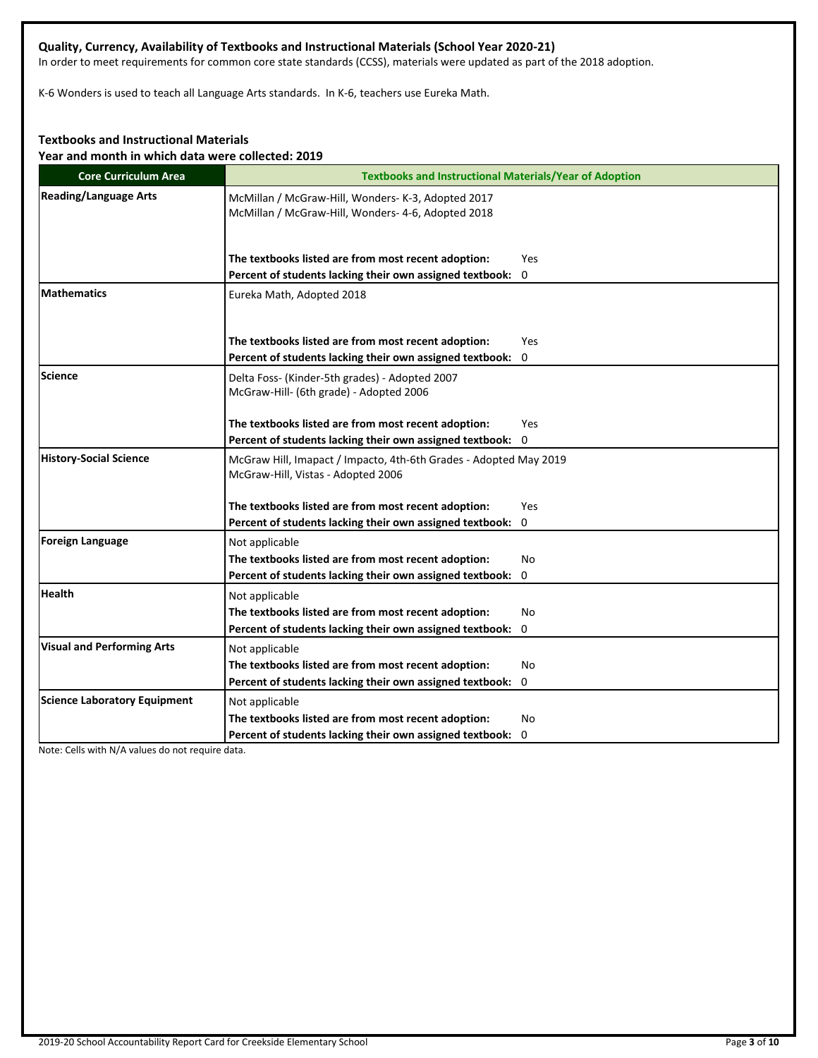### Quality, Currency, Availability of Textbooks and Instructional Materials (School Year 2020-21)

In order to meet requirements for common core state standards (CCSS), materials were updated as part of the 2018 adoption.

K-6 Wonders is used to teach all Language Arts standards. In K-6, teachers use Eureka Math.

### Textbooks and Instructional Materials

**Year and month in which data were collected: 2019**

| Core Curriculum Area | Textbooks and Instructional Materials/Year of Adoption |
|---|---|
| **Reading/Language Arts** | McMillan / McGraw-Hill, Wonders- K-3, Adopted 2017<br>McMillan / McGraw-Hill, Wonders- 4-6, Adopted 2018<br><br>**The textbooks listed are from most recent adoption:** Yes<br>**Percent of students lacking their own assigned textbook:** 0 |
| **Mathematics** | Eureka Math, Adopted 2018<br><br>**The textbooks listed are from most recent adoption:** Yes<br>**Percent of students lacking their own assigned textbook:** 0 |
| **Science** | Delta Foss- (Kinder-5th grades) - Adopted 2007<br>McGraw-Hill- (6th grade) - Adopted 2006<br><br>**The textbooks listed are from most recent adoption:** Yes<br>**Percent of students lacking their own assigned textbook:** 0 |
| **History-Social Science** | McGraw Hill, Imapact / Impacto, 4th-6th Grades - Adopted May 2019<br>McGraw-Hill, Vistas - Adopted 2006<br><br>**The textbooks listed are from most recent adoption:** Yes<br>**Percent of students lacking their own assigned textbook:** 0 |
| **Foreign Language** | Not applicable<br>**The textbooks listed are from most recent adoption:** No<br>**Percent of students lacking their own assigned textbook:** 0 |
| **Health** | Not applicable<br>**The textbooks listed are from most recent adoption:** No<br>**Percent of students lacking their own assigned textbook:** 0 |
| **Visual and Performing Arts** | Not applicable<br>**The textbooks listed are from most recent adoption:** No<br>**Percent of students lacking their own assigned textbook:** 0 |
| **Science Laboratory Equipment** | Not applicable<br>**The textbooks listed are from most recent adoption:** No<br>**Percent of students lacking their own assigned textbook:** 0 |

Note: Cells with N/A values do not require data.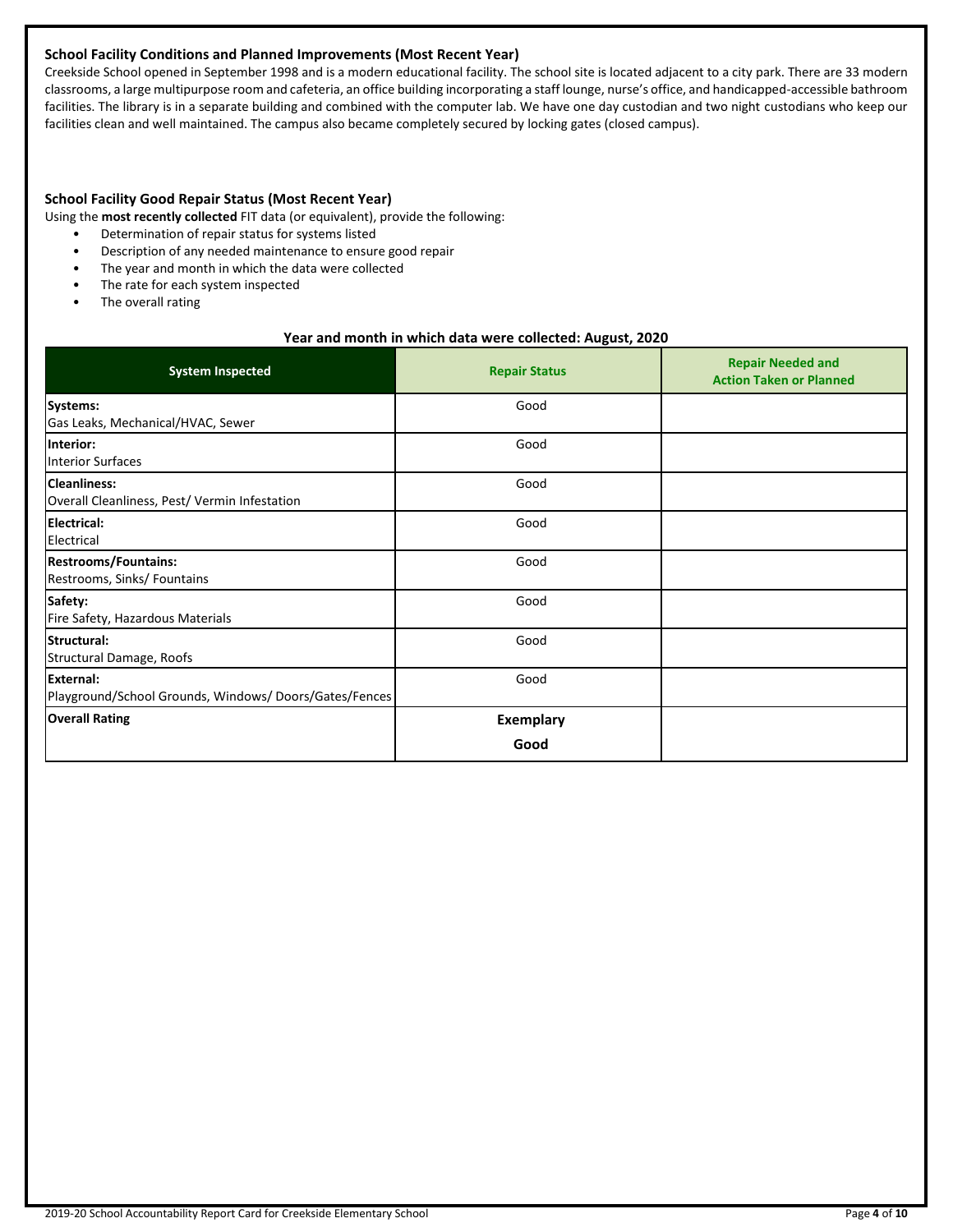### School Facility Conditions and Planned Improvements (Most Recent Year)

Creekside School opened in September 1998 and is a modern educational facility. The school site is located adjacent to a city park. There are 33 modern classrooms, a large multipurpose room and cafeteria, an office building incorporating a staff lounge, nurse's office, and handicapped-accessible bathroom facilities. The library is in a separate building and combined with the computer lab. We have one day custodian and two night custodians who keep our facilities clean and well maintained. The campus also became completely secured by locking gates (closed campus).

### School Facility Good Repair Status (Most Recent Year)

Using the **most recently collected** FIT data (or equivalent), provide the following:

- Determination of repair status for systems listed
- Description of any needed maintenance to ensure good repair
- The year and month in which the data were collected
- The rate for each system inspected
- The overall rating

**Year and month in which data were collected: August, 2020**

| System Inspected | Repair Status | Repair Needed and Action Taken or Planned |
|---|---|---|
| **Systems:** Gas Leaks, Mechanical/HVAC, Sewer | Good | |
| **Interior:** Interior Surfaces | Good | |
| **Cleanliness:** Overall Cleanliness, Pest/ Vermin Infestation | Good | |
| **Electrical:** Electrical | Good | |
| **Restrooms/Fountains:** Restrooms, Sinks/ Fountains | Good | |
| **Safety:** Fire Safety, Hazardous Materials | Good | |
| **Structural:** Structural Damage, Roofs | Good | |
| **External:** Playground/School Grounds, Windows/ Doors/Gates/Fences | Good | |
| **Overall Rating** | **Exemplary** **Good** | |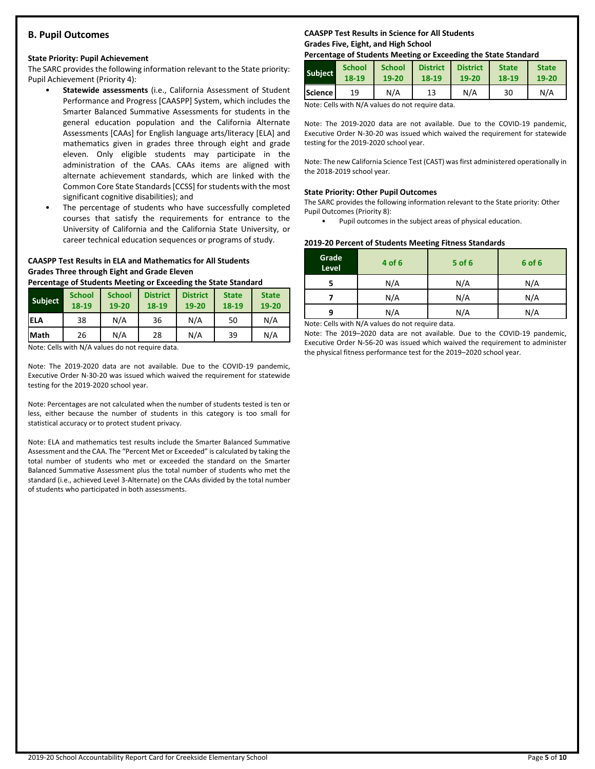## B. Pupil Outcomes

### State Priority: Pupil Achievement

The SARC provides the following information relevant to the State priority: Pupil Achievement (Priority 4):

- **Statewide assessments** (i.e., California Assessment of Student Performance and Progress [CAASPP] System, which includes the Smarter Balanced Summative Assessments for students in the general education population and the California Alternate Assessments [CAAs] for English language arts/literacy [ELA] and mathematics given in grades three through eight and grade eleven. Only eligible students may participate in the administration of the CAAs. CAAs items are aligned with alternate achievement standards, which are linked with the Common Core State Standards [CCSS] for students with the most significant cognitive disabilities); and
- The percentage of students who have successfully completed courses that satisfy the requirements for entrance to the University of California and the California State University, or career technical education sequences or programs of study.

**CAASPP Test Results in ELA and Mathematics for All Students**
**Grades Three through Eight and Grade Eleven**
**Percentage of Students Meeting or Exceeding the State Standard**

| Subject | School 18-19 | School 19-20 | District 18-19 | District 19-20 | State 18-19 | State 19-20 |
|---|---|---|---|---|---|---|
| ELA | 38 | N/A | 36 | N/A | 50 | N/A |
| Math | 26 | N/A | 28 | N/A | 39 | N/A |

Note: Cells with N/A values do not require data.

Note: The 2019-2020 data are not available. Due to the COVID-19 pandemic, Executive Order N-30-20 was issued which waived the requirement for statewide testing for the 2019-2020 school year.

Note: Percentages are not calculated when the number of students tested is ten or less, either because the number of students in this category is too small for statistical accuracy or to protect student privacy.

Note: ELA and mathematics test results include the Smarter Balanced Summative Assessment and the CAA. The "Percent Met or Exceeded" is calculated by taking the total number of students who met or exceeded the standard on the Smarter Balanced Summative Assessment plus the total number of students who met the standard (i.e., achieved Level 3-Alternate) on the CAAs divided by the total number of students who participated in both assessments.

**CAASPP Test Results in Science for All Students**
**Grades Five, Eight, and High School**
**Percentage of Students Meeting or Exceeding the State Standard**

| Subject | School 18-19 | School 19-20 | District 18-19 | District 19-20 | State 18-19 | State 19-20 |
|---|---|---|---|---|---|---|
| Science | 19 | N/A | 13 | N/A | 30 | N/A |

Note: Cells with N/A values do not require data.

Note: The 2019-2020 data are not available. Due to the COVID-19 pandemic, Executive Order N-30-20 was issued which waived the requirement for statewide testing for the 2019-2020 school year.

Note: The new California Science Test (CAST) was first administered operationally in the 2018-2019 school year.

### State Priority: Other Pupil Outcomes

The SARC provides the following information relevant to the State priority: Other Pupil Outcomes (Priority 8):

- Pupil outcomes in the subject areas of physical education.

**2019-20 Percent of Students Meeting Fitness Standards**

| Grade Level | 4 of 6 | 5 of 6 | 6 of 6 |
|---|---|---|---|
| 5 | N/A | N/A | N/A |
| 7 | N/A | N/A | N/A |
| 9 | N/A | N/A | N/A |

Note: Cells with N/A values do not require data.

Note: The 2019–2020 data are not available. Due to the COVID-19 pandemic, Executive Order N-56-20 was issued which waived the requirement to administer the physical fitness performance test for the 2019–2020 school year.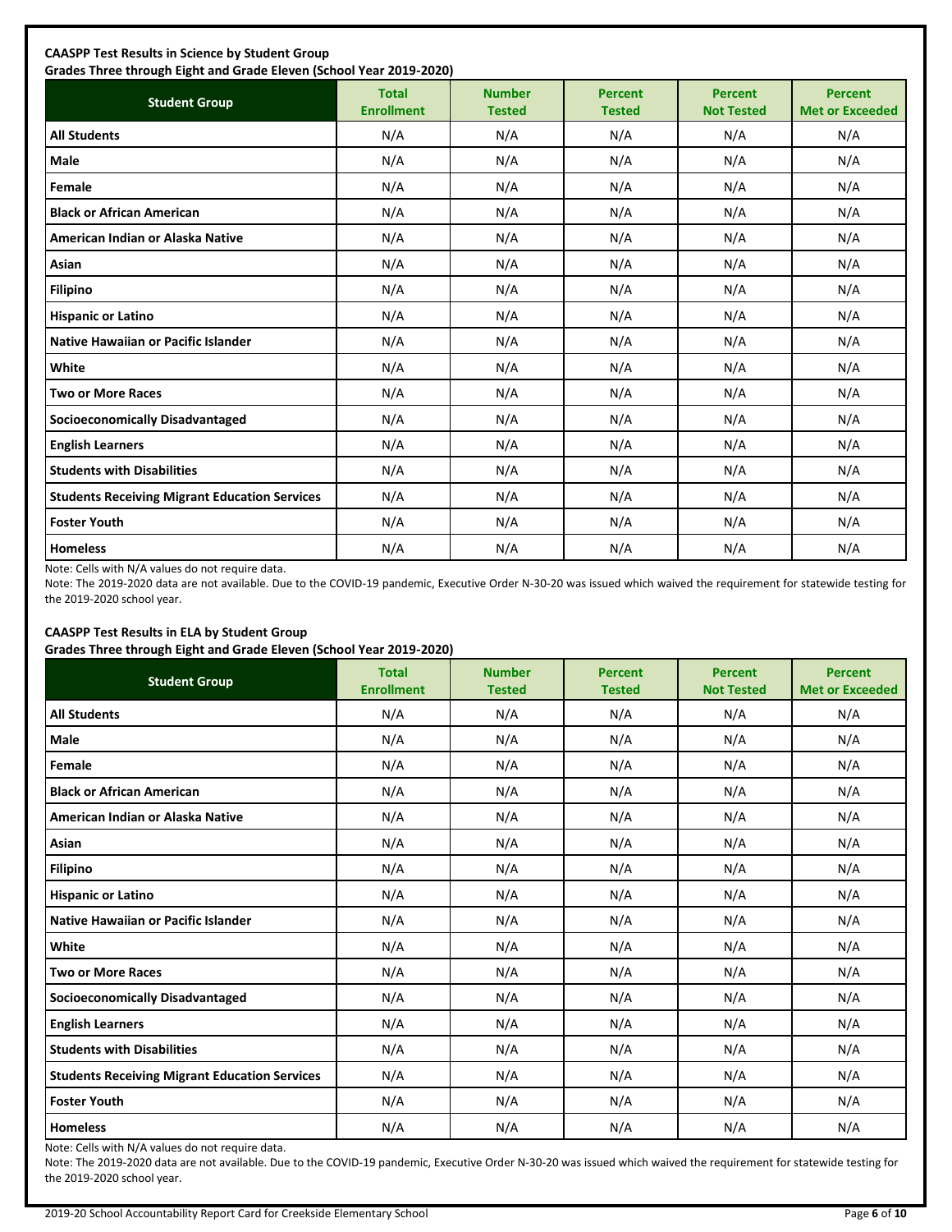**CAASPP Test Results in Science by Student Group**
**Grades Three through Eight and Grade Eleven (School Year 2019-2020)**

| Student Group | Total Enrollment | Number Tested | Percent Tested | Percent Not Tested | Percent Met or Exceeded |
|---|---|---|---|---|---|
| **All Students** | N/A | N/A | N/A | N/A | N/A |
| **Male** | N/A | N/A | N/A | N/A | N/A |
| **Female** | N/A | N/A | N/A | N/A | N/A |
| **Black or African American** | N/A | N/A | N/A | N/A | N/A |
| **American Indian or Alaska Native** | N/A | N/A | N/A | N/A | N/A |
| **Asian** | N/A | N/A | N/A | N/A | N/A |
| **Filipino** | N/A | N/A | N/A | N/A | N/A |
| **Hispanic or Latino** | N/A | N/A | N/A | N/A | N/A |
| **Native Hawaiian or Pacific Islander** | N/A | N/A | N/A | N/A | N/A |
| **White** | N/A | N/A | N/A | N/A | N/A |
| **Two or More Races** | N/A | N/A | N/A | N/A | N/A |
| **Socioeconomically Disadvantaged** | N/A | N/A | N/A | N/A | N/A |
| **English Learners** | N/A | N/A | N/A | N/A | N/A |
| **Students with Disabilities** | N/A | N/A | N/A | N/A | N/A |
| **Students Receiving Migrant Education Services** | N/A | N/A | N/A | N/A | N/A |
| **Foster Youth** | N/A | N/A | N/A | N/A | N/A |
| **Homeless** | N/A | N/A | N/A | N/A | N/A |

Note: Cells with N/A values do not require data.

Note: The 2019-2020 data are not available. Due to the COVID-19 pandemic, Executive Order N-30-20 was issued which waived the requirement for statewide testing for the 2019-2020 school year.

**CAASPP Test Results in ELA by Student Group**
**Grades Three through Eight and Grade Eleven (School Year 2019-2020)**

| Student Group | Total Enrollment | Number Tested | Percent Tested | Percent Not Tested | Percent Met or Exceeded |
|---|---|---|---|---|---|
| **All Students** | N/A | N/A | N/A | N/A | N/A |
| **Male** | N/A | N/A | N/A | N/A | N/A |
| **Female** | N/A | N/A | N/A | N/A | N/A |
| **Black or African American** | N/A | N/A | N/A | N/A | N/A |
| **American Indian or Alaska Native** | N/A | N/A | N/A | N/A | N/A |
| **Asian** | N/A | N/A | N/A | N/A | N/A |
| **Filipino** | N/A | N/A | N/A | N/A | N/A |
| **Hispanic or Latino** | N/A | N/A | N/A | N/A | N/A |
| **Native Hawaiian or Pacific Islander** | N/A | N/A | N/A | N/A | N/A |
| **White** | N/A | N/A | N/A | N/A | N/A |
| **Two or More Races** | N/A | N/A | N/A | N/A | N/A |
| **Socioeconomically Disadvantaged** | N/A | N/A | N/A | N/A | N/A |
| **English Learners** | N/A | N/A | N/A | N/A | N/A |
| **Students with Disabilities** | N/A | N/A | N/A | N/A | N/A |
| **Students Receiving Migrant Education Services** | N/A | N/A | N/A | N/A | N/A |
| **Foster Youth** | N/A | N/A | N/A | N/A | N/A |
| **Homeless** | N/A | N/A | N/A | N/A | N/A |

Note: Cells with N/A values do not require data.

Note: The 2019-2020 data are not available. Due to the COVID-19 pandemic, Executive Order N-30-20 was issued which waived the requirement for statewide testing for the 2019-2020 school year.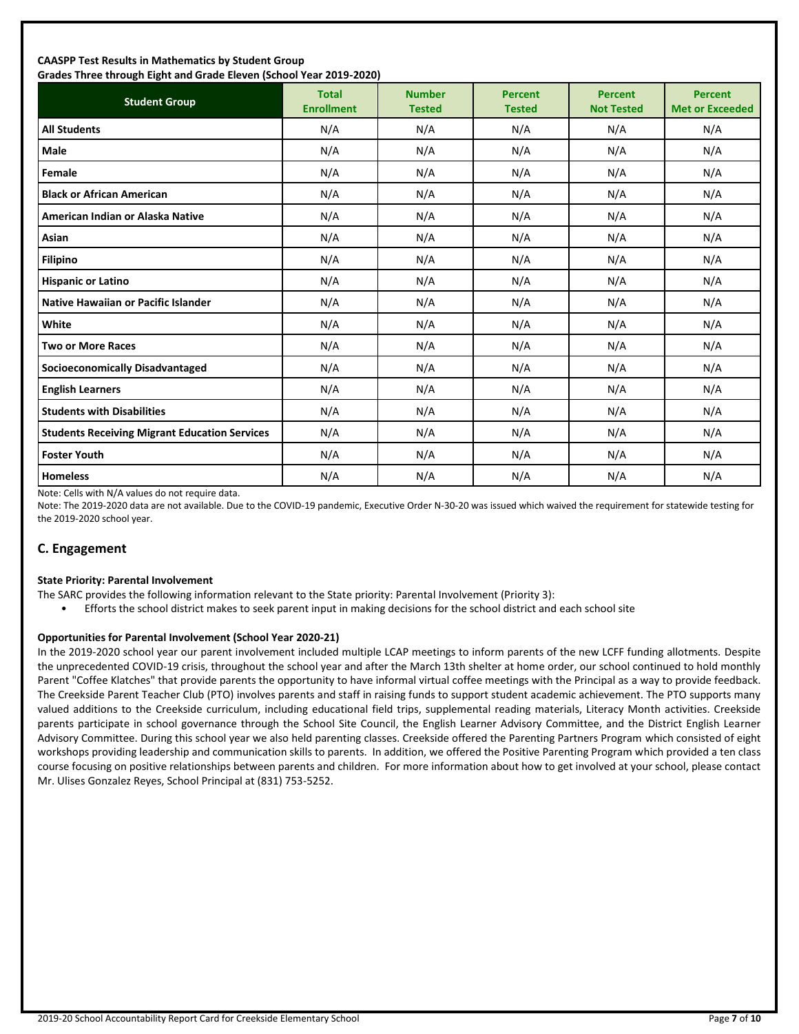**CAASPP Test Results in Mathematics by Student Group**
**Grades Three through Eight and Grade Eleven (School Year 2019-2020)**

| Student Group | Total Enrollment | Number Tested | Percent Tested | Percent Not Tested | Percent Met or Exceeded |
|---|---|---|---|---|---|
| **All Students** | N/A | N/A | N/A | N/A | N/A |
| **Male** | N/A | N/A | N/A | N/A | N/A |
| **Female** | N/A | N/A | N/A | N/A | N/A |
| **Black or African American** | N/A | N/A | N/A | N/A | N/A |
| **American Indian or Alaska Native** | N/A | N/A | N/A | N/A | N/A |
| **Asian** | N/A | N/A | N/A | N/A | N/A |
| **Filipino** | N/A | N/A | N/A | N/A | N/A |
| **Hispanic or Latino** | N/A | N/A | N/A | N/A | N/A |
| **Native Hawaiian or Pacific Islander** | N/A | N/A | N/A | N/A | N/A |
| **White** | N/A | N/A | N/A | N/A | N/A |
| **Two or More Races** | N/A | N/A | N/A | N/A | N/A |
| **Socioeconomically Disadvantaged** | N/A | N/A | N/A | N/A | N/A |
| **English Learners** | N/A | N/A | N/A | N/A | N/A |
| **Students with Disabilities** | N/A | N/A | N/A | N/A | N/A |
| **Students Receiving Migrant Education Services** | N/A | N/A | N/A | N/A | N/A |
| **Foster Youth** | N/A | N/A | N/A | N/A | N/A |
| **Homeless** | N/A | N/A | N/A | N/A | N/A |

Note: Cells with N/A values do not require data.

Note: The 2019-2020 data are not available. Due to the COVID-19 pandemic, Executive Order N-30-20 was issued which waived the requirement for statewide testing for the 2019-2020 school year.

## C. Engagement

**State Priority: Parental Involvement**

The SARC provides the following information relevant to the State priority: Parental Involvement (Priority 3):

- Efforts the school district makes to seek parent input in making decisions for the school district and each school site

**Opportunities for Parental Involvement (School Year 2020-21)**

In the 2019-2020 school year our parent involvement included multiple LCAP meetings to inform parents of the new LCFF funding allotments. Despite the unprecedented COVID-19 crisis, throughout the school year and after the March 13th shelter at home order, our school continued to hold monthly Parent "Coffee Klatches" that provide parents the opportunity to have informal virtual coffee meetings with the Principal as a way to provide feedback. The Creekside Parent Teacher Club (PTO) involves parents and staff in raising funds to support student academic achievement. The PTO supports many valued additions to the Creekside curriculum, including educational field trips, supplemental reading materials, Literacy Month activities. Creekside parents participate in school governance through the School Site Council, the English Learner Advisory Committee, and the District English Learner Advisory Committee. During this school year we also held parenting classes. Creekside offered the Parenting Partners Program which consisted of eight workshops providing leadership and communication skills to parents. In addition, we offered the Positive Parenting Program which provided a ten class course focusing on positive relationships between parents and children. For more information about how to get involved at your school, please contact Mr. Ulises Gonzalez Reyes, School Principal at (831) 753-5252.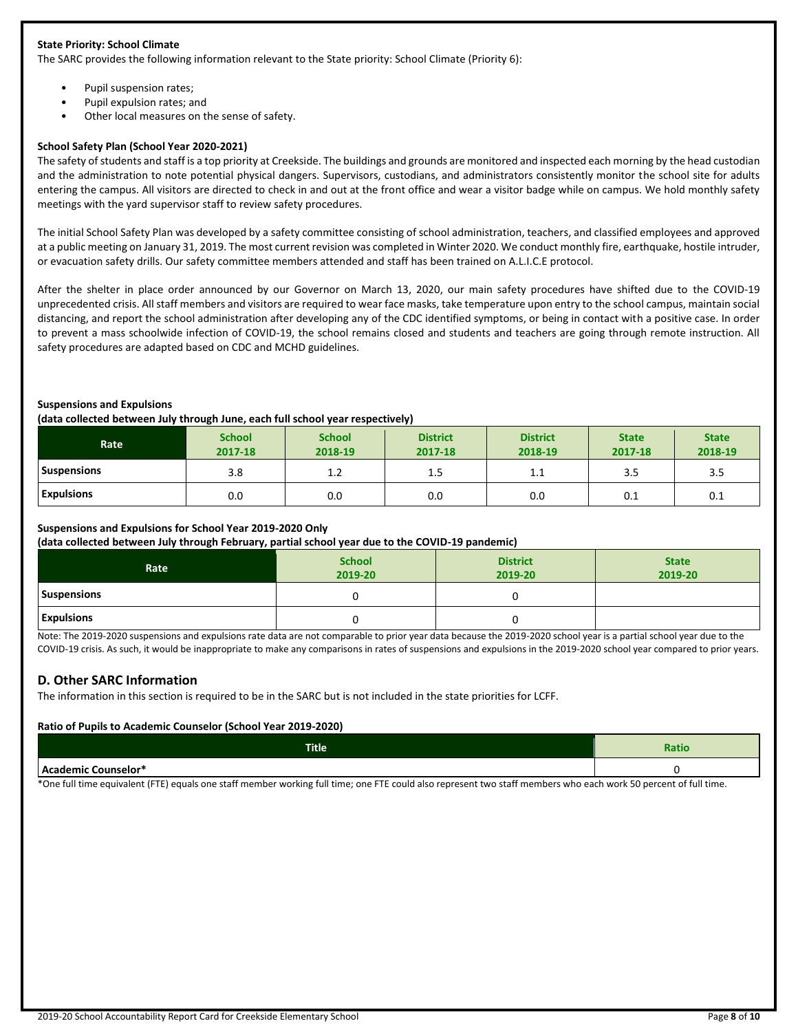**State Priority: School Climate**

The SARC provides the following information relevant to the State priority: School Climate (Priority 6):

- Pupil suspension rates;
- Pupil expulsion rates; and
- Other local measures on the sense of safety.

**School Safety Plan (School Year 2020-2021)**

The safety of students and staff is a top priority at Creekside. The buildings and grounds are monitored and inspected each morning by the head custodian and the administration to note potential physical dangers. Supervisors, custodians, and administrators consistently monitor the school site for adults entering the campus. All visitors are directed to check in and out at the front office and wear a visitor badge while on campus. We hold monthly safety meetings with the yard supervisor staff to review safety procedures.

The initial School Safety Plan was developed by a safety committee consisting of school administration, teachers, and classified employees and approved at a public meeting on January 31, 2019. The most current revision was completed in Winter 2020. We conduct monthly fire, earthquake, hostile intruder, or evacuation safety drills. Our safety committee members attended and staff has been trained on A.L.I.C.E protocol.

After the shelter in place order announced by our Governor on March 13, 2020, our main safety procedures have shifted due to the COVID-19 unprecedented crisis. All staff members and visitors are required to wear face masks, take temperature upon entry to the school campus, maintain social distancing, and report the school administration after developing any of the CDC identified symptoms, or being in contact with a positive case. In order to prevent a mass schoolwide infection of COVID-19, the school remains closed and students and teachers are going through remote instruction. All safety procedures are adapted based on CDC and MCHD guidelines.

**Suspensions and Expulsions**

**(data collected between July through June, each full school year respectively)**

| Rate | School 2017-18 | School 2018-19 | District 2017-18 | District 2018-19 | State 2017-18 | State 2018-19 |
|---|---|---|---|---|---|---|
| Suspensions | 3.8 | 1.2 | 1.5 | 1.1 | 3.5 | 3.5 |
| Expulsions | 0.0 | 0.0 | 0.0 | 0.0 | 0.1 | 0.1 |

**Suspensions and Expulsions for School Year 2019-2020 Only**

**(data collected between July through February, partial school year due to the COVID-19 pandemic)**

| Rate | School 2019-20 | District 2019-20 | State 2019-20 |
|---|---|---|---|
| Suspensions | 0 | 0 | |
| Expulsions | 0 | 0 | |

Note: The 2019-2020 suspensions and expulsions rate data are not comparable to prior year data because the 2019-2020 school year is a partial school year due to the COVID-19 crisis. As such, it would be inappropriate to make any comparisons in rates of suspensions and expulsions in the 2019-2020 school year compared to prior years.

## D. Other SARC Information

The information in this section is required to be in the SARC but is not included in the state priorities for LCFF.

**Ratio of Pupils to Academic Counselor (School Year 2019-2020)**

| Title | Ratio |
|---|---|
| Academic Counselor* | 0 |

*One full time equivalent (FTE) equals one staff member working full time; one FTE could also represent two staff members who each work 50 percent of full time.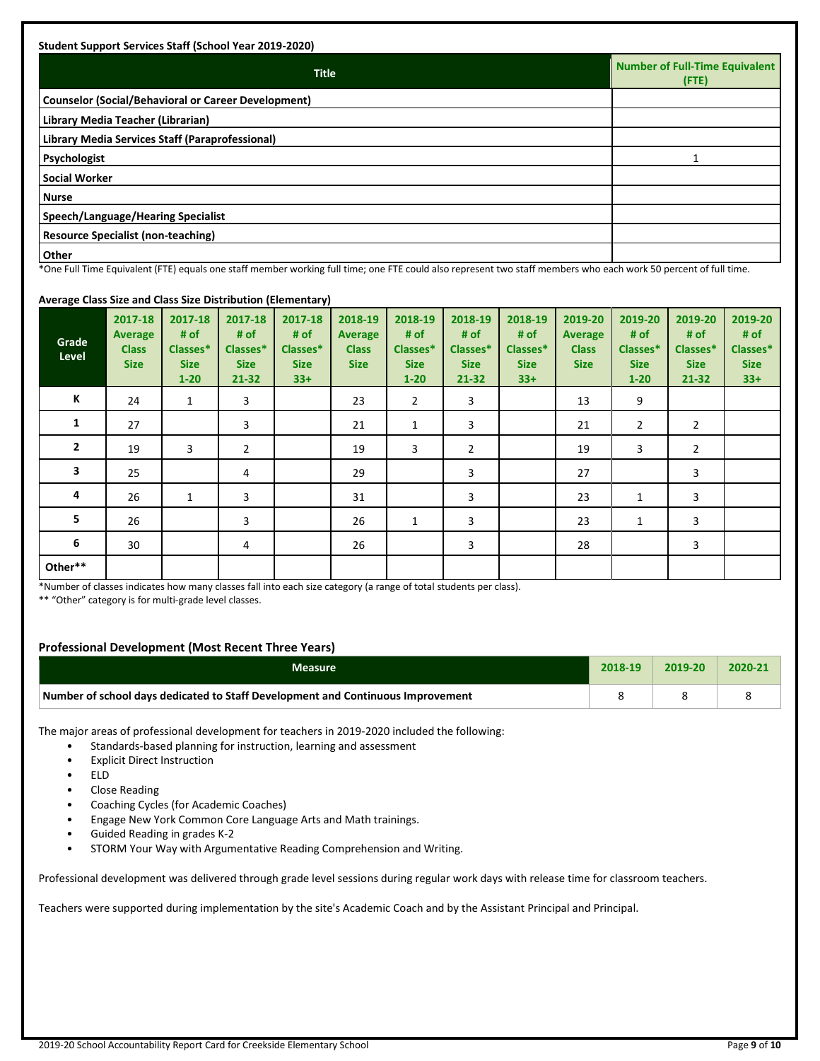**Student Support Services Staff (School Year 2019-2020)**

| Title | Number of Full-Time Equivalent (FTE) |
| --- | --- |
| Counselor (Social/Behavioral or Career Development) | |
| Library Media Teacher (Librarian) | |
| Library Media Services Staff (Paraprofessional) | |
| Psychologist | 1 |
| Social Worker | |
| Nurse | |
| Speech/Language/Hearing Specialist | |
| Resource Specialist (non-teaching) | |
| Other | |

*One Full Time Equivalent (FTE) equals one staff member working full time; one FTE could also represent two staff members who each work 50 percent of full time.

**Average Class Size and Class Size Distribution (Elementary)**

| Grade Level | 2017-18 Average Class Size | 2017-18 # of Classes* Size 1-20 | 2017-18 # of Classes* Size 21-32 | 2017-18 # of Classes* Size 33+ | 2018-19 Average Class Size | 2018-19 # of Classes* Size 1-20 | 2018-19 # of Classes* Size 21-32 | 2018-19 # of Classes* Size 33+ | 2019-20 Average Class Size | 2019-20 # of Classes* Size 1-20 | 2019-20 # of Classes* Size 21-32 | 2019-20 # of Classes* Size 33+ |
| --- | --- | --- | --- | --- | --- | --- | --- | --- | --- | --- | --- | --- |
| K | 24 | 1 | 3 | | 23 | 2 | 3 | | 13 | 9 | | |
| 1 | 27 | | 3 | | 21 | 1 | 3 | | 21 | 2 | 2 | |
| 2 | 19 | 3 | 2 | | 19 | 3 | 2 | | 19 | 3 | 2 | |
| 3 | 25 | | 4 | | 29 | | 3 | | 27 | | 3 | |
| 4 | 26 | 1 | 3 | | 31 | | 3 | | 23 | 1 | 3 | |
| 5 | 26 | | 3 | | 26 | 1 | 3 | | 23 | 1 | 3 | |
| 6 | 30 | | 4 | | 26 | | 3 | | 28 | | 3 | |
| Other** | | | | | | | | | | | | |

*Number of classes indicates how many classes fall into each size category (a range of total students per class).

** "Other" category is for multi-grade level classes.

## Professional Development (Most Recent Three Years)

| Measure | 2018-19 | 2019-20 | 2020-21 |
| --- | --- | --- | --- |
| Number of school days dedicated to Staff Development and Continuous Improvement | 8 | 8 | 8 |

The major areas of professional development for teachers in 2019-2020 included the following:

- Standards-based planning for instruction, learning and assessment
- Explicit Direct Instruction
- ELD
- Close Reading
- Coaching Cycles (for Academic Coaches)
- Engage New York Common Core Language Arts and Math trainings.
- Guided Reading in grades K-2
- STORM Your Way with Argumentative Reading Comprehension and Writing.

Professional development was delivered through grade level sessions during regular work days with release time for classroom teachers.

Teachers were supported during implementation by the site's Academic Coach and by the Assistant Principal and Principal.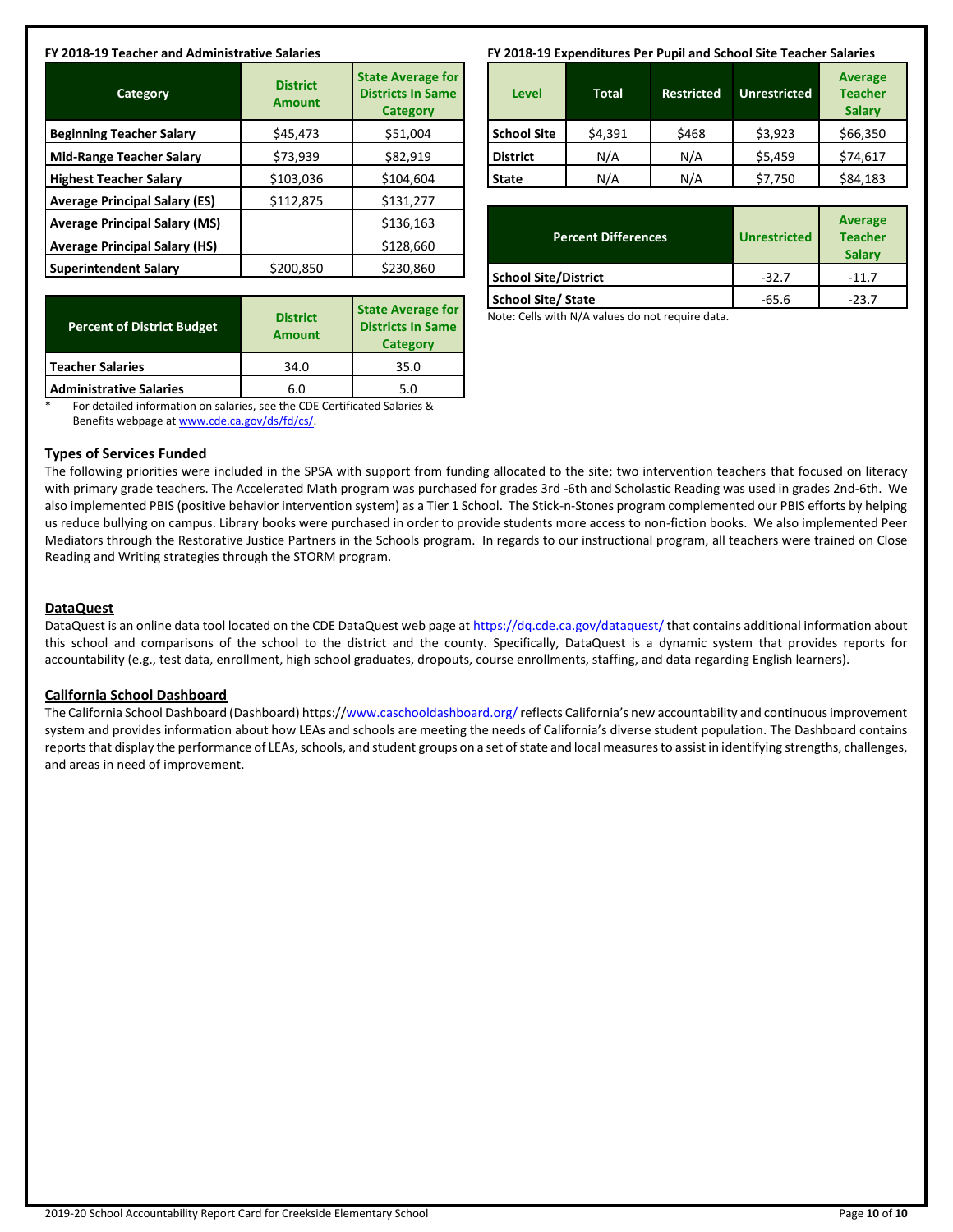**FY 2018-19 Teacher and Administrative Salaries**

| Category | District Amount | State Average for Districts In Same Category |
|---|---|---|
| Beginning Teacher Salary | $45,473 | $51,004 |
| Mid-Range Teacher Salary | $73,939 | $82,919 |
| Highest Teacher Salary | $103,036 | $104,604 |
| Average Principal Salary (ES) | $112,875 | $131,277 |
| Average Principal Salary (MS) | | $136,163 |
| Average Principal Salary (HS) | | $128,660 |
| Superintendent Salary | $200,850 | $230,860 |

| Percent of District Budget | District Amount | State Average for Districts In Same Category |
|---|---|---|
| Teacher Salaries | 34.0 | 35.0 |
| Administrative Salaries | 6.0 | 5.0 |

\* For detailed information on salaries, see the CDE Certificated Salaries & Benefits webpage at www.cde.ca.gov/ds/fd/cs/.

**FY 2018-19 Expenditures Per Pupil and School Site Teacher Salaries**

| Level | Total | Restricted | Unrestricted | Average Teacher Salary |
|---|---|---|---|---|
| School Site | $4,391 | $468 | $3,923 | $66,350 |
| District | N/A | N/A | $5,459 | $74,617 |
| State | N/A | N/A | $7,750 | $84,183 |

| Percent Differences | Unrestricted | Average Teacher Salary |
|---|---|---|
| School Site/District | -32.7 | -11.7 |
| School Site/ State | -65.6 | -23.7 |

Note: Cells with N/A values do not require data.

### Types of Services Funded

The following priorities were included in the SPSA with support from funding allocated to the site; two intervention teachers that focused on literacy with primary grade teachers. The Accelerated Math program was purchased for grades 3rd -6th and Scholastic Reading was used in grades 2nd-6th. We also implemented PBIS (positive behavior intervention system) as a Tier 1 School. The Stick-n-Stones program complemented our PBIS efforts by helping us reduce bullying on campus. Library books were purchased in order to provide students more access to non-fiction books. We also implemented Peer Mediators through the Restorative Justice Partners in the Schools program. In regards to our instructional program, all teachers were trained on Close Reading and Writing strategies through the STORM program.

### DataQuest

DataQuest is an online data tool located on the CDE DataQuest web page at https://dq.cde.ca.gov/dataquest/ that contains additional information about this school and comparisons of the school to the district and the county. Specifically, DataQuest is a dynamic system that provides reports for accountability (e.g., test data, enrollment, high school graduates, dropouts, course enrollments, staffing, and data regarding English learners).

### California School Dashboard

The California School Dashboard (Dashboard) https://www.caschooldashboard.org/ reflects California's new accountability and continuous improvement system and provides information about how LEAs and schools are meeting the needs of California's diverse student population. The Dashboard contains reports that display the performance of LEAs, schools, and student groups on a set of state and local measures to assist in identifying strengths, challenges, and areas in need of improvement.